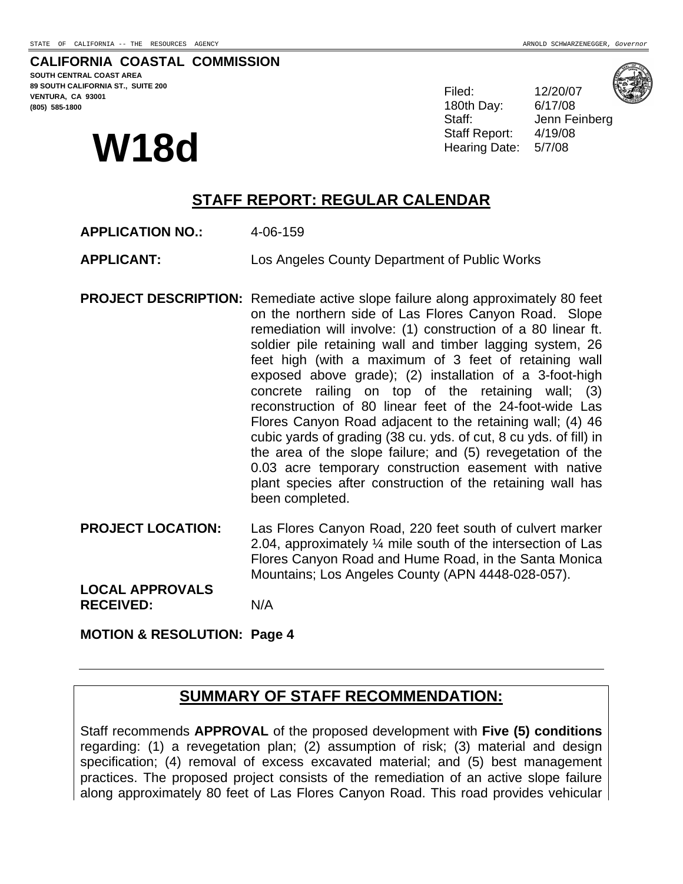STATE OF CALIFORNIA -- THE RESOURCES AGENCY ARNOLD SCHWARZENEGGER, *Governor*

**CALIFORNIA COASTAL COMMISSION**
**SOUTH CENTRAL COAST AREA**
**89 SOUTH CALIFORNIA ST., SUITE 200**
**VENTURA, CA 93001**
**(805) 585-1800**

# W18d

Filed: 12/20/07
180th Day: 6/17/08
Staff: Jenn Feinberg
Staff Report: 4/19/08
Hearing Date: 5/7/08

## STAFF REPORT: REGULAR CALENDAR

**APPLICATION NO.:** 4-06-159

**APPLICANT:** Los Angeles County Department of Public Works

**PROJECT DESCRIPTION:** Remediate active slope failure along approximately 80 feet on the northern side of Las Flores Canyon Road. Slope remediation will involve: (1) construction of a 80 linear ft. soldier pile retaining wall and timber lagging system, 26 feet high (with a maximum of 3 feet of retaining wall exposed above grade); (2) installation of a 3-foot-high concrete railing on top of the retaining wall; (3) reconstruction of 80 linear feet of the 24-foot-wide Las Flores Canyon Road adjacent to the retaining wall; (4) 46 cubic yards of grading (38 cu. yds. of cut, 8 cu yds. of fill) in the area of the slope failure; and (5) revegetation of the 0.03 acre temporary construction easement with native plant species after construction of the retaining wall has been completed.

**PROJECT LOCATION:** Las Flores Canyon Road, 220 feet south of culvert marker 2.04, approximately ¼ mile south of the intersection of Las Flores Canyon Road and Hume Road, in the Santa Monica Mountains; Los Angeles County (APN 4448-028-057).

**LOCAL APPROVALS RECEIVED:** N/A

**MOTION & RESOLUTION: Page 4**

---

## SUMMARY OF STAFF RECOMMENDATION:

Staff recommends **APPROVAL** of the proposed development with **Five (5) conditions** regarding: (1) a revegetation plan; (2) assumption of risk; (3) material and design specification; (4) removal of excess excavated material; and (5) best management practices. The proposed project consists of the remediation of an active slope failure along approximately 80 feet of Las Flores Canyon Road. This road provides vehicular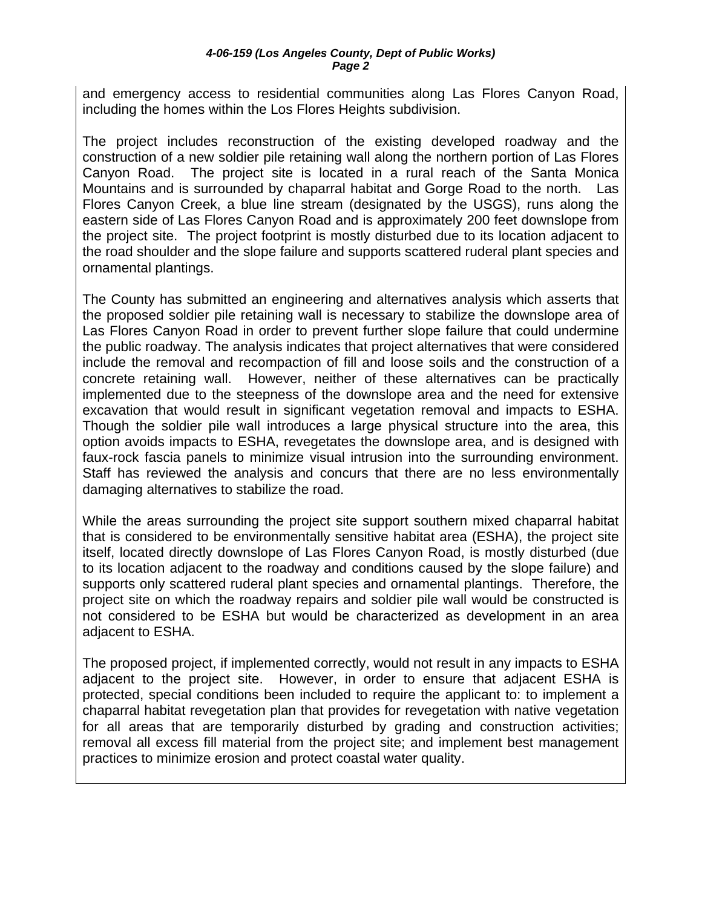and emergency access to residential communities along Las Flores Canyon Road, including the homes within the Los Flores Heights subdivision.

The project includes reconstruction of the existing developed roadway and the construction of a new soldier pile retaining wall along the northern portion of Las Flores Canyon Road. The project site is located in a rural reach of the Santa Monica Mountains and is surrounded by chaparral habitat and Gorge Road to the north. Las Flores Canyon Creek, a blue line stream (designated by the USGS), runs along the eastern side of Las Flores Canyon Road and is approximately 200 feet downslope from the project site. The project footprint is mostly disturbed due to its location adjacent to the road shoulder and the slope failure and supports scattered ruderal plant species and ornamental plantings.

The County has submitted an engineering and alternatives analysis which asserts that the proposed soldier pile retaining wall is necessary to stabilize the downslope area of Las Flores Canyon Road in order to prevent further slope failure that could undermine the public roadway. The analysis indicates that project alternatives that were considered include the removal and recompaction of fill and loose soils and the construction of a concrete retaining wall. However, neither of these alternatives can be practically implemented due to the steepness of the downslope area and the need for extensive excavation that would result in significant vegetation removal and impacts to ESHA. Though the soldier pile wall introduces a large physical structure into the area, this option avoids impacts to ESHA, revegetates the downslope area, and is designed with faux-rock fascia panels to minimize visual intrusion into the surrounding environment. Staff has reviewed the analysis and concurs that there are no less environmentally damaging alternatives to stabilize the road.

While the areas surrounding the project site support southern mixed chaparral habitat that is considered to be environmentally sensitive habitat area (ESHA), the project site itself, located directly downslope of Las Flores Canyon Road, is mostly disturbed (due to its location adjacent to the roadway and conditions caused by the slope failure) and supports only scattered ruderal plant species and ornamental plantings. Therefore, the project site on which the roadway repairs and soldier pile wall would be constructed is not considered to be ESHA but would be characterized as development in an area adjacent to ESHA.

The proposed project, if implemented correctly, would not result in any impacts to ESHA adjacent to the project site. However, in order to ensure that adjacent ESHA is protected, special conditions been included to require the applicant to: to implement a chaparral habitat revegetation plan that provides for revegetation with native vegetation for all areas that are temporarily disturbed by grading and construction activities; removal all excess fill material from the project site; and implement best management practices to minimize erosion and protect coastal water quality.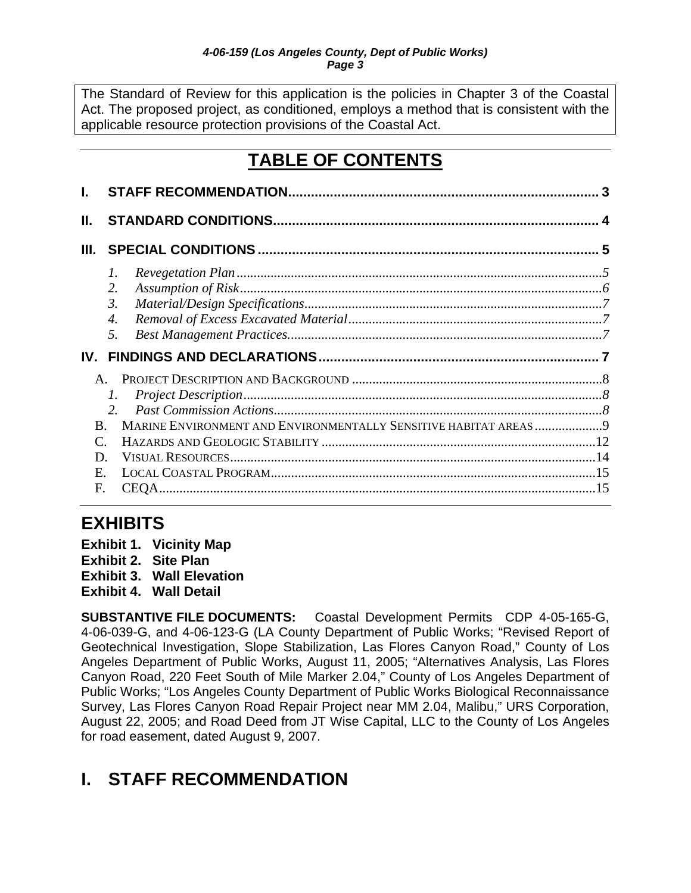The Standard of Review for this application is the policies in Chapter 3 of the Coastal Act. The proposed project, as conditioned, employs a method that is consistent with the applicable resource protection provisions of the Coastal Act.

# TABLE OF CONTENTS

**I. STAFF RECOMMENDATION ..... 3**

**II. STANDARD CONDITIONS ..... 4**

**III. SPECIAL CONDITIONS ..... 5**

1. *Revegetation Plan ..... 5*
2. *Assumption of Risk ..... 6*
3. *Material/Design Specifications ..... 7*
4. *Removal of Excess Excavated Material ..... 7*
5. *Best Management Practices ..... 7*

**IV. FINDINGS AND DECLARATIONS ..... 7**

A. PROJECT DESCRIPTION AND BACKGROUND ..... 8
   1. *Project Description ..... 8*
   2. *Past Commission Actions ..... 8*

B. MARINE ENVIRONMENT AND ENVIRONMENTALLY SENSITIVE HABITAT AREAS ..... 9

C. HAZARDS AND GEOLOGIC STABILITY ..... 12

D. VISUAL RESOURCES ..... 14

E. LOCAL COASTAL PROGRAM ..... 15

F. CEQA ..... 15

## EXHIBITS

**Exhibit 1. Vicinity Map**
**Exhibit 2. Site Plan**
**Exhibit 3. Wall Elevation**
**Exhibit 4. Wall Detail**

**SUBSTANTIVE FILE DOCUMENTS:** Coastal Development Permits CDP 4-05-165-G, 4-06-039-G, and 4-06-123-G (LA County Department of Public Works; “Revised Report of Geotechnical Investigation, Slope Stabilization, Las Flores Canyon Road,” County of Los Angeles Department of Public Works, August 11, 2005; “Alternatives Analysis, Las Flores Canyon Road, 220 Feet South of Mile Marker 2.04,” County of Los Angeles Department of Public Works; “Los Angeles County Department of Public Works Biological Reconnaissance Survey, Las Flores Canyon Road Repair Project near MM 2.04, Malibu,” URS Corporation, August 22, 2005; and Road Deed from JT Wise Capital, LLC to the County of Los Angeles for road easement, dated August 9, 2007.

# I. STAFF RECOMMENDATION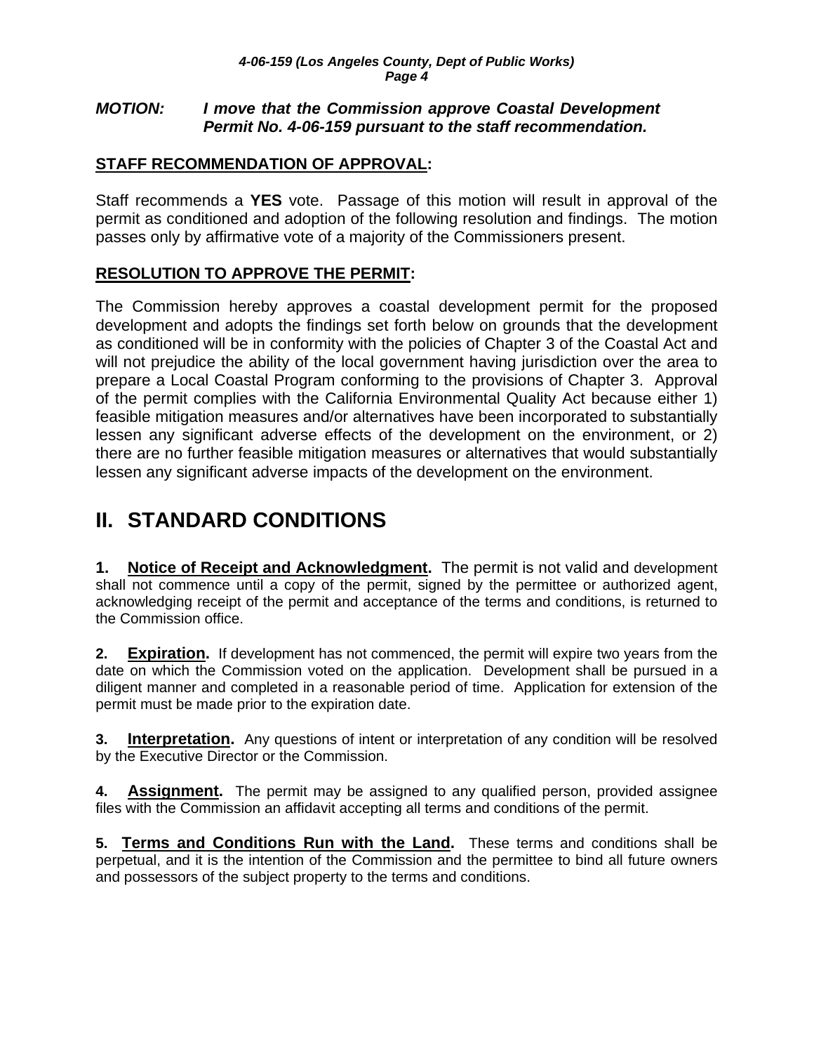***MOTION:*** ***I move that the Commission approve Coastal Development Permit No. 4-06-159 pursuant to the staff recommendation.***

**STAFF RECOMMENDATION OF APPROVAL:**

Staff recommends a **YES** vote. Passage of this motion will result in approval of the permit as conditioned and adoption of the following resolution and findings. The motion passes only by affirmative vote of a majority of the Commissioners present.

**RESOLUTION TO APPROVE THE PERMIT:**

The Commission hereby approves a coastal development permit for the proposed development and adopts the findings set forth below on grounds that the development as conditioned will be in conformity with the policies of Chapter 3 of the Coastal Act and will not prejudice the ability of the local government having jurisdiction over the area to prepare a Local Coastal Program conforming to the provisions of Chapter 3. Approval of the permit complies with the California Environmental Quality Act because either 1) feasible mitigation measures and/or alternatives have been incorporated to substantially lessen any significant adverse effects of the development on the environment, or 2) there are no further feasible mitigation measures or alternatives that would substantially lessen any significant adverse impacts of the development on the environment.

# II. STANDARD CONDITIONS

**1. Notice of Receipt and Acknowledgment.** The permit is not valid and development shall not commence until a copy of the permit, signed by the permittee or authorized agent, acknowledging receipt of the permit and acceptance of the terms and conditions, is returned to the Commission office.

**2. Expiration.** If development has not commenced, the permit will expire two years from the date on which the Commission voted on the application. Development shall be pursued in a diligent manner and completed in a reasonable period of time. Application for extension of the permit must be made prior to the expiration date.

**3. Interpretation.** Any questions of intent or interpretation of any condition will be resolved by the Executive Director or the Commission.

**4. Assignment.** The permit may be assigned to any qualified person, provided assignee files with the Commission an affidavit accepting all terms and conditions of the permit.

**5. Terms and Conditions Run with the Land.** These terms and conditions shall be perpetual, and it is the intention of the Commission and the permittee to bind all future owners and possessors of the subject property to the terms and conditions.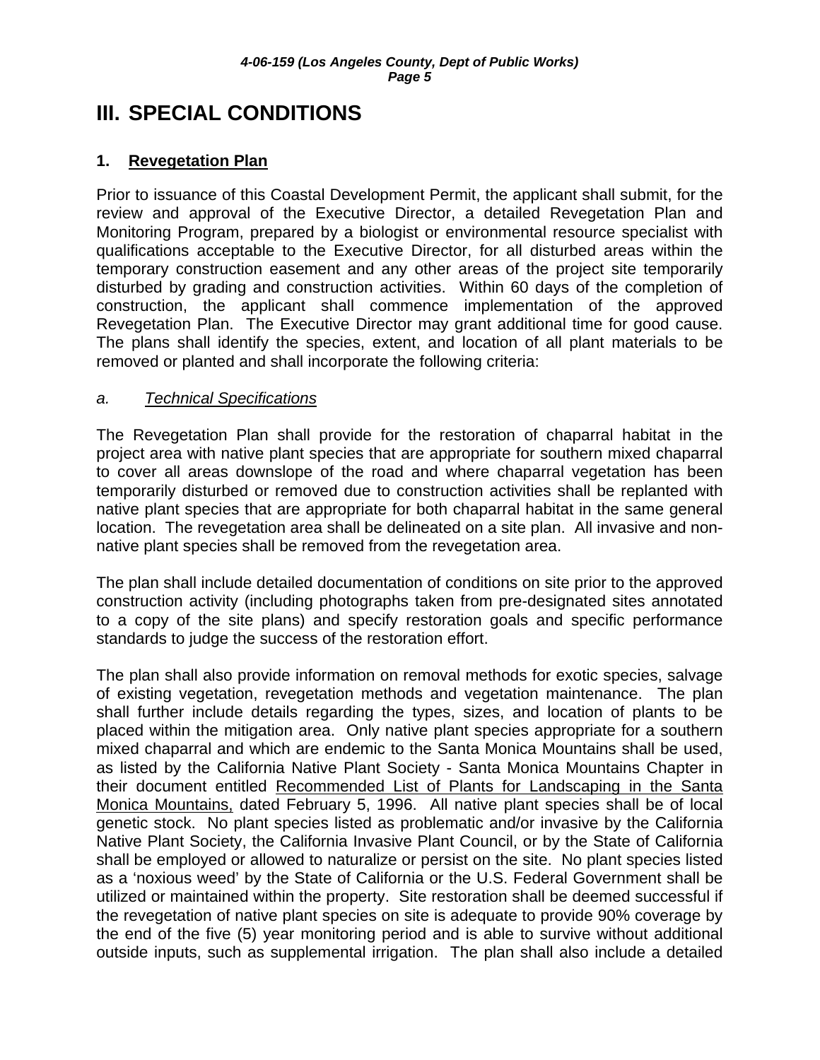# III. SPECIAL CONDITIONS

## 1. Revegetation Plan

Prior to issuance of this Coastal Development Permit, the applicant shall submit, for the review and approval of the Executive Director, a detailed Revegetation Plan and Monitoring Program, prepared by a biologist or environmental resource specialist with qualifications acceptable to the Executive Director, for all disturbed areas within the temporary construction easement and any other areas of the project site temporarily disturbed by grading and construction activities. Within 60 days of the completion of construction, the applicant shall commence implementation of the approved Revegetation Plan. The Executive Director may grant additional time for good cause. The plans shall identify the species, extent, and location of all plant materials to be removed or planted and shall incorporate the following criteria:

*a. Technical Specifications*

The Revegetation Plan shall provide for the restoration of chaparral habitat in the project area with native plant species that are appropriate for southern mixed chaparral to cover all areas downslope of the road and where chaparral vegetation has been temporarily disturbed or removed due to construction activities shall be replanted with native plant species that are appropriate for both chaparral habitat in the same general location. The revegetation area shall be delineated on a site plan. All invasive and non-native plant species shall be removed from the revegetation area.

The plan shall include detailed documentation of conditions on site prior to the approved construction activity (including photographs taken from pre-designated sites annotated to a copy of the site plans) and specify restoration goals and specific performance standards to judge the success of the restoration effort.

The plan shall also provide information on removal methods for exotic species, salvage of existing vegetation, revegetation methods and vegetation maintenance. The plan shall further include details regarding the types, sizes, and location of plants to be placed within the mitigation area. Only native plant species appropriate for a southern mixed chaparral and which are endemic to the Santa Monica Mountains shall be used, as listed by the California Native Plant Society - Santa Monica Mountains Chapter in their document entitled Recommended List of Plants for Landscaping in the Santa Monica Mountains, dated February 5, 1996. All native plant species shall be of local genetic stock. No plant species listed as problematic and/or invasive by the California Native Plant Society, the California Invasive Plant Council, or by the State of California shall be employed or allowed to naturalize or persist on the site. No plant species listed as a 'noxious weed' by the State of California or the U.S. Federal Government shall be utilized or maintained within the property. Site restoration shall be deemed successful if the revegetation of native plant species on site is adequate to provide 90% coverage by the end of the five (5) year monitoring period and is able to survive without additional outside inputs, such as supplemental irrigation. The plan shall also include a detailed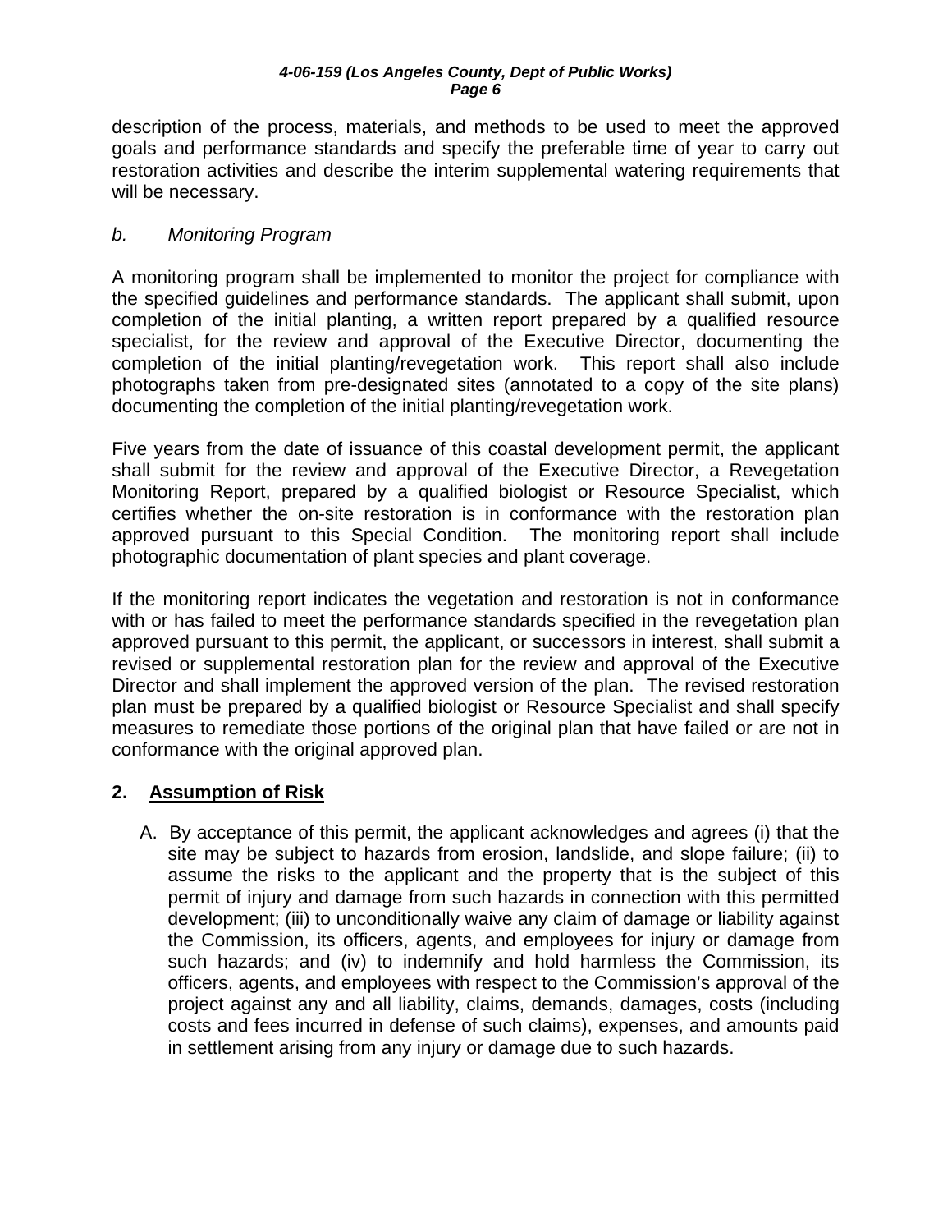description of the process, materials, and methods to be used to meet the approved goals and performance standards and specify the preferable time of year to carry out restoration activities and describe the interim supplemental watering requirements that will be necessary.

*b. Monitoring Program*

A monitoring program shall be implemented to monitor the project for compliance with the specified guidelines and performance standards. The applicant shall submit, upon completion of the initial planting, a written report prepared by a qualified resource specialist, for the review and approval of the Executive Director, documenting the completion of the initial planting/revegetation work. This report shall also include photographs taken from pre-designated sites (annotated to a copy of the site plans) documenting the completion of the initial planting/revegetation work.

Five years from the date of issuance of this coastal development permit, the applicant shall submit for the review and approval of the Executive Director, a Revegetation Monitoring Report, prepared by a qualified biologist or Resource Specialist, which certifies whether the on-site restoration is in conformance with the restoration plan approved pursuant to this Special Condition. The monitoring report shall include photographic documentation of plant species and plant coverage.

If the monitoring report indicates the vegetation and restoration is not in conformance with or has failed to meet the performance standards specified in the revegetation plan approved pursuant to this permit, the applicant, or successors in interest, shall submit a revised or supplemental restoration plan for the review and approval of the Executive Director and shall implement the approved version of the plan. The revised restoration plan must be prepared by a qualified biologist or Resource Specialist and shall specify measures to remediate those portions of the original plan that have failed or are not in conformance with the original approved plan.

## 2. Assumption of Risk

A. By acceptance of this permit, the applicant acknowledges and agrees (i) that the site may be subject to hazards from erosion, landslide, and slope failure; (ii) to assume the risks to the applicant and the property that is the subject of this permit of injury and damage from such hazards in connection with this permitted development; (iii) to unconditionally waive any claim of damage or liability against the Commission, its officers, agents, and employees for injury or damage from such hazards; and (iv) to indemnify and hold harmless the Commission, its officers, agents, and employees with respect to the Commission's approval of the project against any and all liability, claims, demands, damages, costs (including costs and fees incurred in defense of such claims), expenses, and amounts paid in settlement arising from any injury or damage due to such hazards.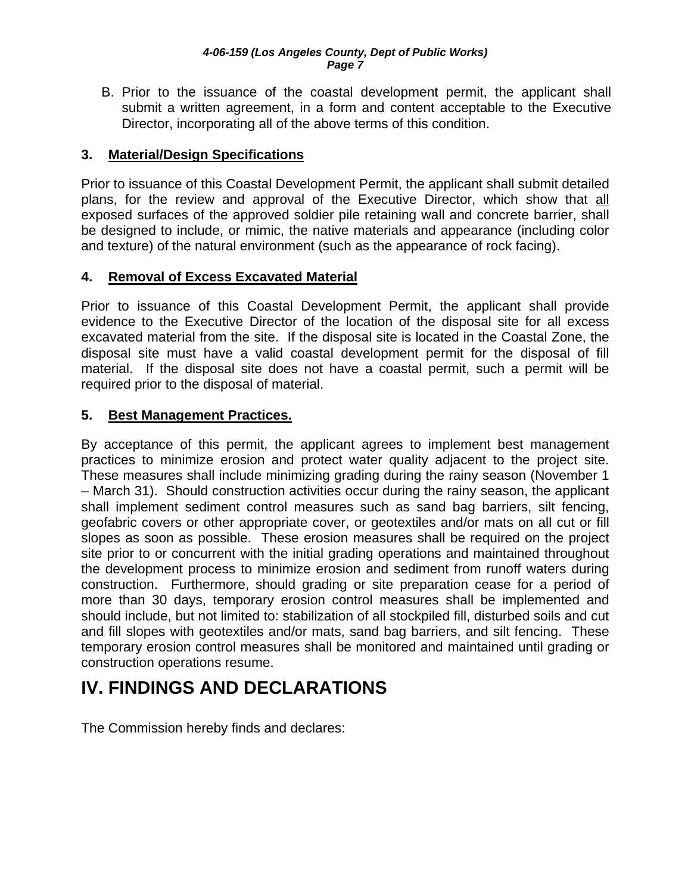B. Prior to the issuance of the coastal development permit, the applicant shall submit a written agreement, in a form and content acceptable to the Executive Director, incorporating all of the above terms of this condition.

**3. <u>Material/Design Specifications</u>**

Prior to issuance of this Coastal Development Permit, the applicant shall submit detailed plans, for the review and approval of the Executive Director, which show that <u>all</u> exposed surfaces of the approved soldier pile retaining wall and concrete barrier, shall be designed to include, or mimic, the native materials and appearance (including color and texture) of the natural environment (such as the appearance of rock facing).

**4. <u>Removal of Excess Excavated Material</u>**

Prior to issuance of this Coastal Development Permit, the applicant shall provide evidence to the Executive Director of the location of the disposal site for all excess excavated material from the site. If the disposal site is located in the Coastal Zone, the disposal site must have a valid coastal development permit for the disposal of fill material. If the disposal site does not have a coastal permit, such a permit will be required prior to the disposal of material.

**5. <u>Best Management Practices.</u>**

By acceptance of this permit, the applicant agrees to implement best management practices to minimize erosion and protect water quality adjacent to the project site. These measures shall include minimizing grading during the rainy season (November 1 – March 31). Should construction activities occur during the rainy season, the applicant shall implement sediment control measures such as sand bag barriers, silt fencing, geofabric covers or other appropriate cover, or geotextiles and/or mats on all cut or fill slopes as soon as possible. These erosion measures shall be required on the project site prior to or concurrent with the initial grading operations and maintained throughout the development process to minimize erosion and sediment from runoff waters during construction. Furthermore, should grading or site preparation cease for a period of more than 30 days, temporary erosion control measures shall be implemented and should include, but not limited to: stabilization of all stockpiled fill, disturbed soils and cut and fill slopes with geotextiles and/or mats, sand bag barriers, and silt fencing. These temporary erosion control measures shall be monitored and maintained until grading or construction operations resume.

# IV. FINDINGS AND DECLARATIONS

The Commission hereby finds and declares: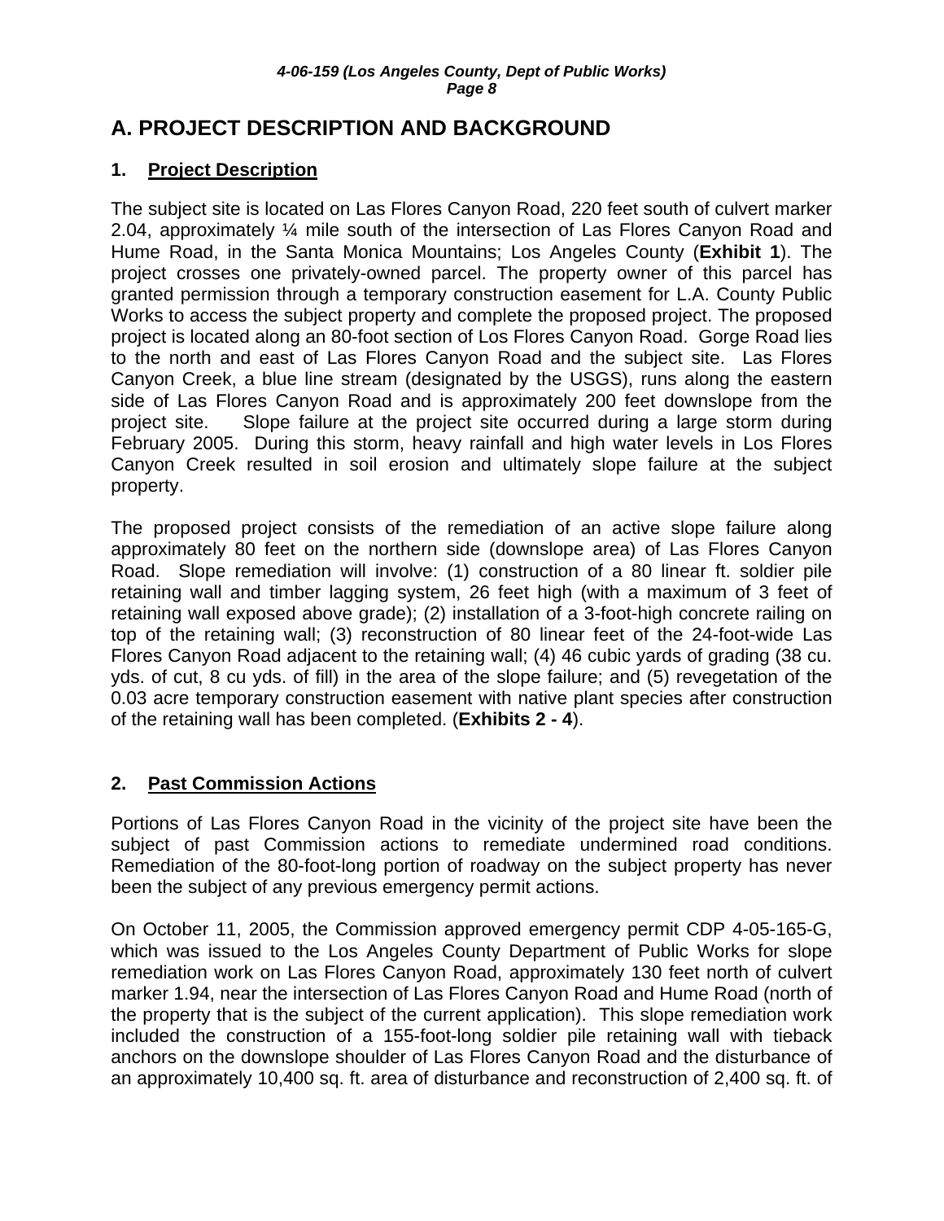## A. PROJECT DESCRIPTION AND BACKGROUND

### 1. Project Description

The subject site is located on Las Flores Canyon Road, 220 feet south of culvert marker 2.04, approximately ¼ mile south of the intersection of Las Flores Canyon Road and Hume Road, in the Santa Monica Mountains; Los Angeles County (**Exhibit 1**). The project crosses one privately-owned parcel. The property owner of this parcel has granted permission through a temporary construction easement for L.A. County Public Works to access the subject property and complete the proposed project. The proposed project is located along an 80-foot section of Los Flores Canyon Road. Gorge Road lies to the north and east of Las Flores Canyon Road and the subject site. Las Flores Canyon Creek, a blue line stream (designated by the USGS), runs along the eastern side of Las Flores Canyon Road and is approximately 200 feet downslope from the project site. Slope failure at the project site occurred during a large storm during February 2005. During this storm, heavy rainfall and high water levels in Los Flores Canyon Creek resulted in soil erosion and ultimately slope failure at the subject property.

The proposed project consists of the remediation of an active slope failure along approximately 80 feet on the northern side (downslope area) of Las Flores Canyon Road. Slope remediation will involve: (1) construction of a 80 linear ft. soldier pile retaining wall and timber lagging system, 26 feet high (with a maximum of 3 feet of retaining wall exposed above grade); (2) installation of a 3-foot-high concrete railing on top of the retaining wall; (3) reconstruction of 80 linear feet of the 24-foot-wide Las Flores Canyon Road adjacent to the retaining wall; (4) 46 cubic yards of grading (38 cu. yds. of cut, 8 cu yds. of fill) in the area of the slope failure; and (5) revegetation of the 0.03 acre temporary construction easement with native plant species after construction of the retaining wall has been completed. (**Exhibits 2 - 4**).

### 2. Past Commission Actions

Portions of Las Flores Canyon Road in the vicinity of the project site have been the subject of past Commission actions to remediate undermined road conditions. Remediation of the 80-foot-long portion of roadway on the subject property has never been the subject of any previous emergency permit actions.

On October 11, 2005, the Commission approved emergency permit CDP 4-05-165-G, which was issued to the Los Angeles County Department of Public Works for slope remediation work on Las Flores Canyon Road, approximately 130 feet north of culvert marker 1.94, near the intersection of Las Flores Canyon Road and Hume Road (north of the property that is the subject of the current application). This slope remediation work included the construction of a 155-foot-long soldier pile retaining wall with tieback anchors on the downslope shoulder of Las Flores Canyon Road and the disturbance of an approximately 10,400 sq. ft. area of disturbance and reconstruction of 2,400 sq. ft. of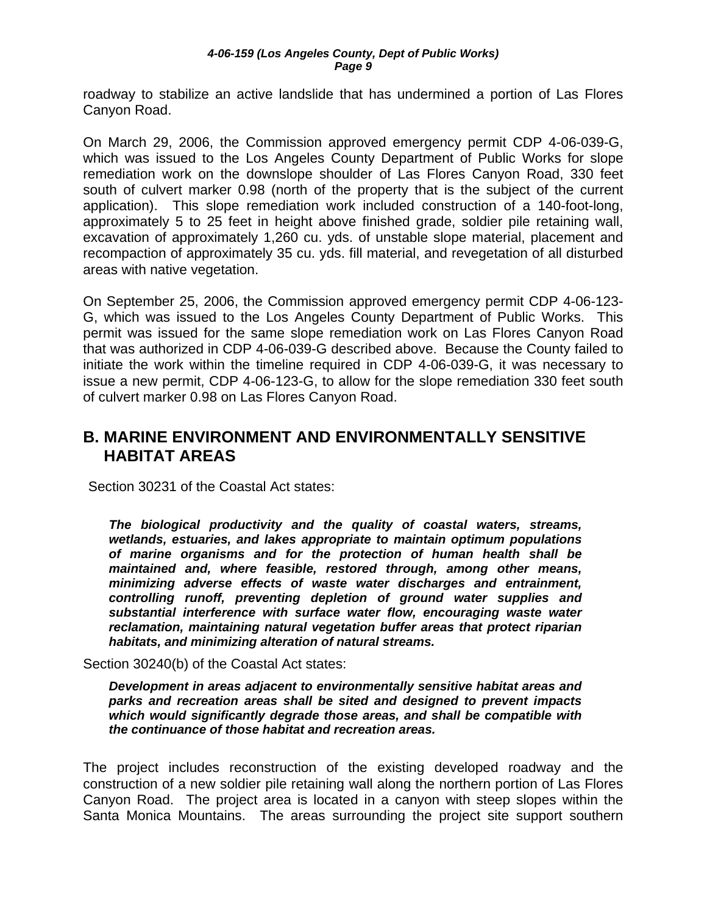roadway to stabilize an active landslide that has undermined a portion of Las Flores Canyon Road.

On March 29, 2006, the Commission approved emergency permit CDP 4-06-039-G, which was issued to the Los Angeles County Department of Public Works for slope remediation work on the downslope shoulder of Las Flores Canyon Road, 330 feet south of culvert marker 0.98 (north of the property that is the subject of the current application). This slope remediation work included construction of a 140-foot-long, approximately 5 to 25 feet in height above finished grade, soldier pile retaining wall, excavation of approximately 1,260 cu. yds. of unstable slope material, placement and recompaction of approximately 35 cu. yds. fill material, and revegetation of all disturbed areas with native vegetation.

On September 25, 2006, the Commission approved emergency permit CDP 4-06-123-G, which was issued to the Los Angeles County Department of Public Works. This permit was issued for the same slope remediation work on Las Flores Canyon Road that was authorized in CDP 4-06-039-G described above. Because the County failed to initiate the work within the timeline required in CDP 4-06-039-G, it was necessary to issue a new permit, CDP 4-06-123-G, to allow for the slope remediation 330 feet south of culvert marker 0.98 on Las Flores Canyon Road.

## B. MARINE ENVIRONMENT AND ENVIRONMENTALLY SENSITIVE HABITAT AREAS

Section 30231 of the Coastal Act states:

> ***The biological productivity and the quality of coastal waters, streams, wetlands, estuaries, and lakes appropriate to maintain optimum populations of marine organisms and for the protection of human health shall be maintained and, where feasible, restored through, among other means, minimizing adverse effects of waste water discharges and entrainment, controlling runoff, preventing depletion of ground water supplies and substantial interference with surface water flow, encouraging waste water reclamation, maintaining natural vegetation buffer areas that protect riparian habitats, and minimizing alteration of natural streams.***

Section 30240(b) of the Coastal Act states:

> ***Development in areas adjacent to environmentally sensitive habitat areas and parks and recreation areas shall be sited and designed to prevent impacts which would significantly degrade those areas, and shall be compatible with the continuance of those habitat and recreation areas.***

The project includes reconstruction of the existing developed roadway and the construction of a new soldier pile retaining wall along the northern portion of Las Flores Canyon Road. The project area is located in a canyon with steep slopes within the Santa Monica Mountains. The areas surrounding the project site support southern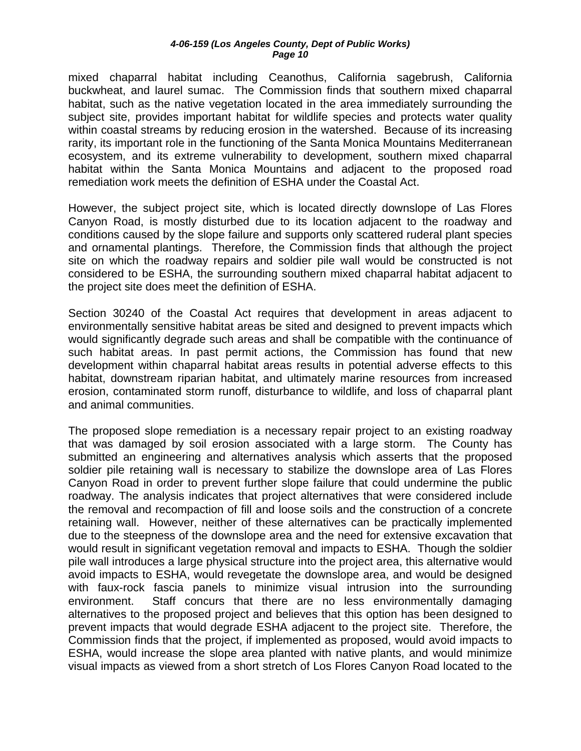mixed chaparral habitat including Ceanothus, California sagebrush, California buckwheat, and laurel sumac. The Commission finds that southern mixed chaparral habitat, such as the native vegetation located in the area immediately surrounding the subject site, provides important habitat for wildlife species and protects water quality within coastal streams by reducing erosion in the watershed. Because of its increasing rarity, its important role in the functioning of the Santa Monica Mountains Mediterranean ecosystem, and its extreme vulnerability to development, southern mixed chaparral habitat within the Santa Monica Mountains and adjacent to the proposed road remediation work meets the definition of ESHA under the Coastal Act.

However, the subject project site, which is located directly downslope of Las Flores Canyon Road, is mostly disturbed due to its location adjacent to the roadway and conditions caused by the slope failure and supports only scattered ruderal plant species and ornamental plantings. Therefore, the Commission finds that although the project site on which the roadway repairs and soldier pile wall would be constructed is not considered to be ESHA, the surrounding southern mixed chaparral habitat adjacent to the project site does meet the definition of ESHA.

Section 30240 of the Coastal Act requires that development in areas adjacent to environmentally sensitive habitat areas be sited and designed to prevent impacts which would significantly degrade such areas and shall be compatible with the continuance of such habitat areas. In past permit actions, the Commission has found that new development within chaparral habitat areas results in potential adverse effects to this habitat, downstream riparian habitat, and ultimately marine resources from increased erosion, contaminated storm runoff, disturbance to wildlife, and loss of chaparral plant and animal communities.

The proposed slope remediation is a necessary repair project to an existing roadway that was damaged by soil erosion associated with a large storm. The County has submitted an engineering and alternatives analysis which asserts that the proposed soldier pile retaining wall is necessary to stabilize the downslope area of Las Flores Canyon Road in order to prevent further slope failure that could undermine the public roadway. The analysis indicates that project alternatives that were considered include the removal and recompaction of fill and loose soils and the construction of a concrete retaining wall. However, neither of these alternatives can be practically implemented due to the steepness of the downslope area and the need for extensive excavation that would result in significant vegetation removal and impacts to ESHA. Though the soldier pile wall introduces a large physical structure into the project area, this alternative would avoid impacts to ESHA, would revegetate the downslope area, and would be designed with faux-rock fascia panels to minimize visual intrusion into the surrounding environment. Staff concurs that there are no less environmentally damaging alternatives to the proposed project and believes that this option has been designed to prevent impacts that would degrade ESHA adjacent to the project site. Therefore, the Commission finds that the project, if implemented as proposed, would avoid impacts to ESHA, would increase the slope area planted with native plants, and would minimize visual impacts as viewed from a short stretch of Los Flores Canyon Road located to the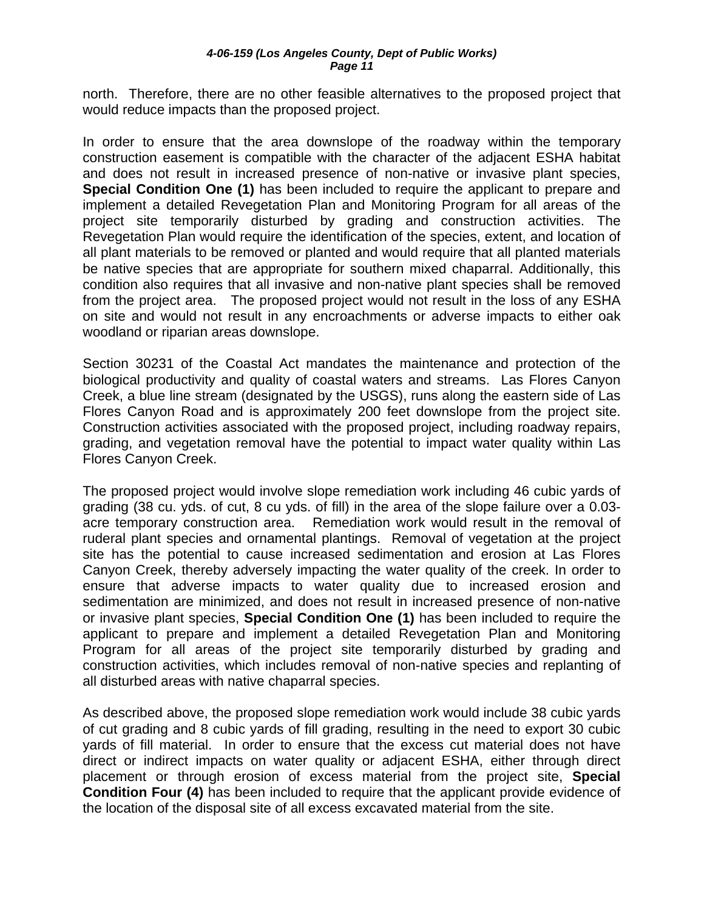north. Therefore, there are no other feasible alternatives to the proposed project that would reduce impacts than the proposed project.

In order to ensure that the area downslope of the roadway within the temporary construction easement is compatible with the character of the adjacent ESHA habitat and does not result in increased presence of non-native or invasive plant species, **Special Condition One (1)** has been included to require the applicant to prepare and implement a detailed Revegetation Plan and Monitoring Program for all areas of the project site temporarily disturbed by grading and construction activities. The Revegetation Plan would require the identification of the species, extent, and location of all plant materials to be removed or planted and would require that all planted materials be native species that are appropriate for southern mixed chaparral. Additionally, this condition also requires that all invasive and non-native plant species shall be removed from the project area. The proposed project would not result in the loss of any ESHA on site and would not result in any encroachments or adverse impacts to either oak woodland or riparian areas downslope.

Section 30231 of the Coastal Act mandates the maintenance and protection of the biological productivity and quality of coastal waters and streams. Las Flores Canyon Creek, a blue line stream (designated by the USGS), runs along the eastern side of Las Flores Canyon Road and is approximately 200 feet downslope from the project site. Construction activities associated with the proposed project, including roadway repairs, grading, and vegetation removal have the potential to impact water quality within Las Flores Canyon Creek.

The proposed project would involve slope remediation work including 46 cubic yards of grading (38 cu. yds. of cut, 8 cu yds. of fill) in the area of the slope failure over a 0.03-acre temporary construction area. Remediation work would result in the removal of ruderal plant species and ornamental plantings. Removal of vegetation at the project site has the potential to cause increased sedimentation and erosion at Las Flores Canyon Creek, thereby adversely impacting the water quality of the creek. In order to ensure that adverse impacts to water quality due to increased erosion and sedimentation are minimized, and does not result in increased presence of non-native or invasive plant species, **Special Condition One (1)** has been included to require the applicant to prepare and implement a detailed Revegetation Plan and Monitoring Program for all areas of the project site temporarily disturbed by grading and construction activities, which includes removal of non-native species and replanting of all disturbed areas with native chaparral species.

As described above, the proposed slope remediation work would include 38 cubic yards of cut grading and 8 cubic yards of fill grading, resulting in the need to export 30 cubic yards of fill material. In order to ensure that the excess cut material does not have direct or indirect impacts on water quality or adjacent ESHA, either through direct placement or through erosion of excess material from the project site, **Special Condition Four (4)** has been included to require that the applicant provide evidence of the location of the disposal site of all excess excavated material from the site.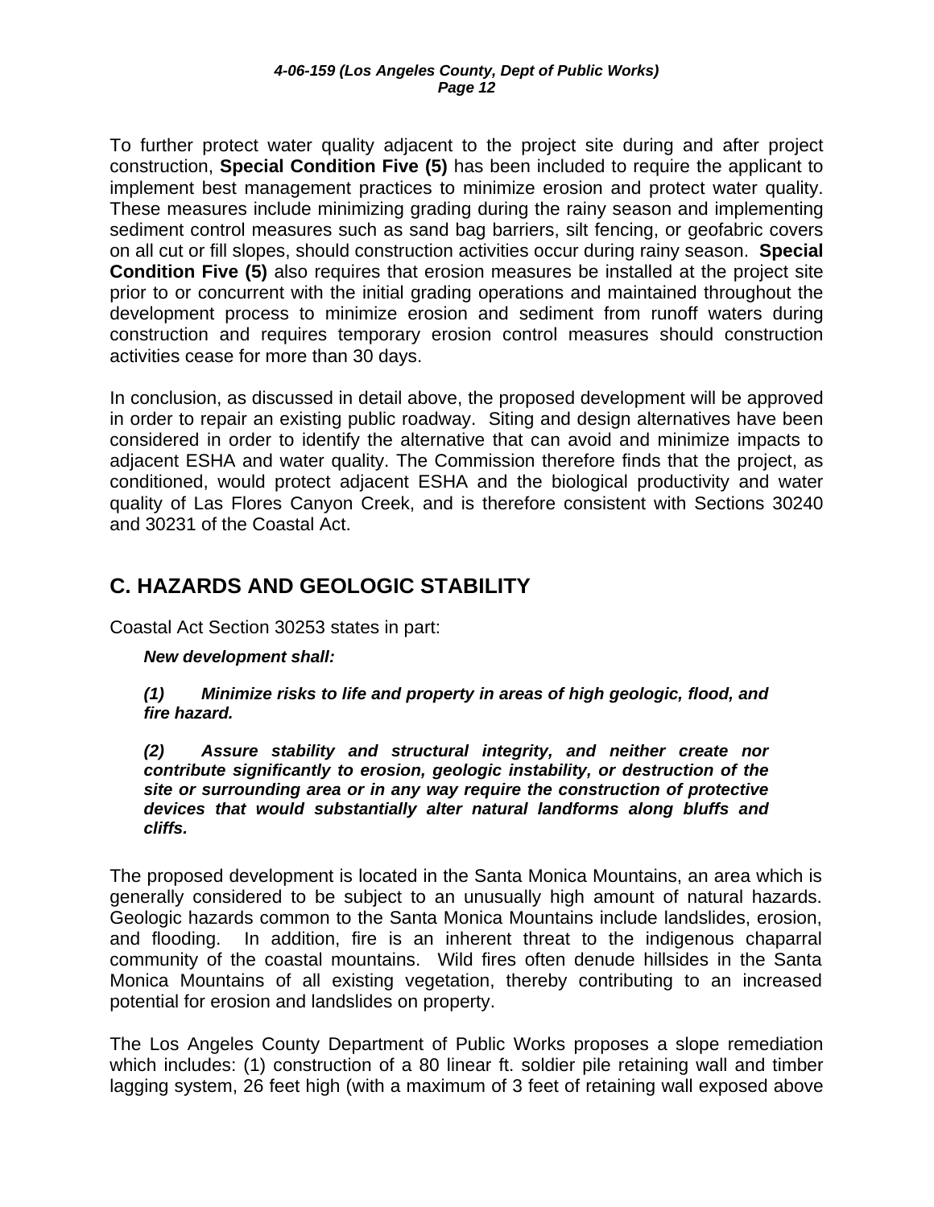To further protect water quality adjacent to the project site during and after project construction, **Special Condition Five (5)** has been included to require the applicant to implement best management practices to minimize erosion and protect water quality. These measures include minimizing grading during the rainy season and implementing sediment control measures such as sand bag barriers, silt fencing, or geofabric covers on all cut or fill slopes, should construction activities occur during rainy season. **Special Condition Five (5)** also requires that erosion measures be installed at the project site prior to or concurrent with the initial grading operations and maintained throughout the development process to minimize erosion and sediment from runoff waters during construction and requires temporary erosion control measures should construction activities cease for more than 30 days.

In conclusion, as discussed in detail above, the proposed development will be approved in order to repair an existing public roadway. Siting and design alternatives have been considered in order to identify the alternative that can avoid and minimize impacts to adjacent ESHA and water quality. The Commission therefore finds that the project, as conditioned, would protect adjacent ESHA and the biological productivity and water quality of Las Flores Canyon Creek, and is therefore consistent with Sections 30240 and 30231 of the Coastal Act.

## C. HAZARDS AND GEOLOGIC STABILITY

Coastal Act Section 30253 states in part:

> ***New development shall:***
>
> ***(1) Minimize risks to life and property in areas of high geologic, flood, and fire hazard.***
>
> ***(2) Assure stability and structural integrity, and neither create nor contribute significantly to erosion, geologic instability, or destruction of the site or surrounding area or in any way require the construction of protective devices that would substantially alter natural landforms along bluffs and cliffs.***

The proposed development is located in the Santa Monica Mountains, an area which is generally considered to be subject to an unusually high amount of natural hazards. Geologic hazards common to the Santa Monica Mountains include landslides, erosion, and flooding. In addition, fire is an inherent threat to the indigenous chaparral community of the coastal mountains. Wild fires often denude hillsides in the Santa Monica Mountains of all existing vegetation, thereby contributing to an increased potential for erosion and landslides on property.

The Los Angeles County Department of Public Works proposes a slope remediation which includes: (1) construction of a 80 linear ft. soldier pile retaining wall and timber lagging system, 26 feet high (with a maximum of 3 feet of retaining wall exposed above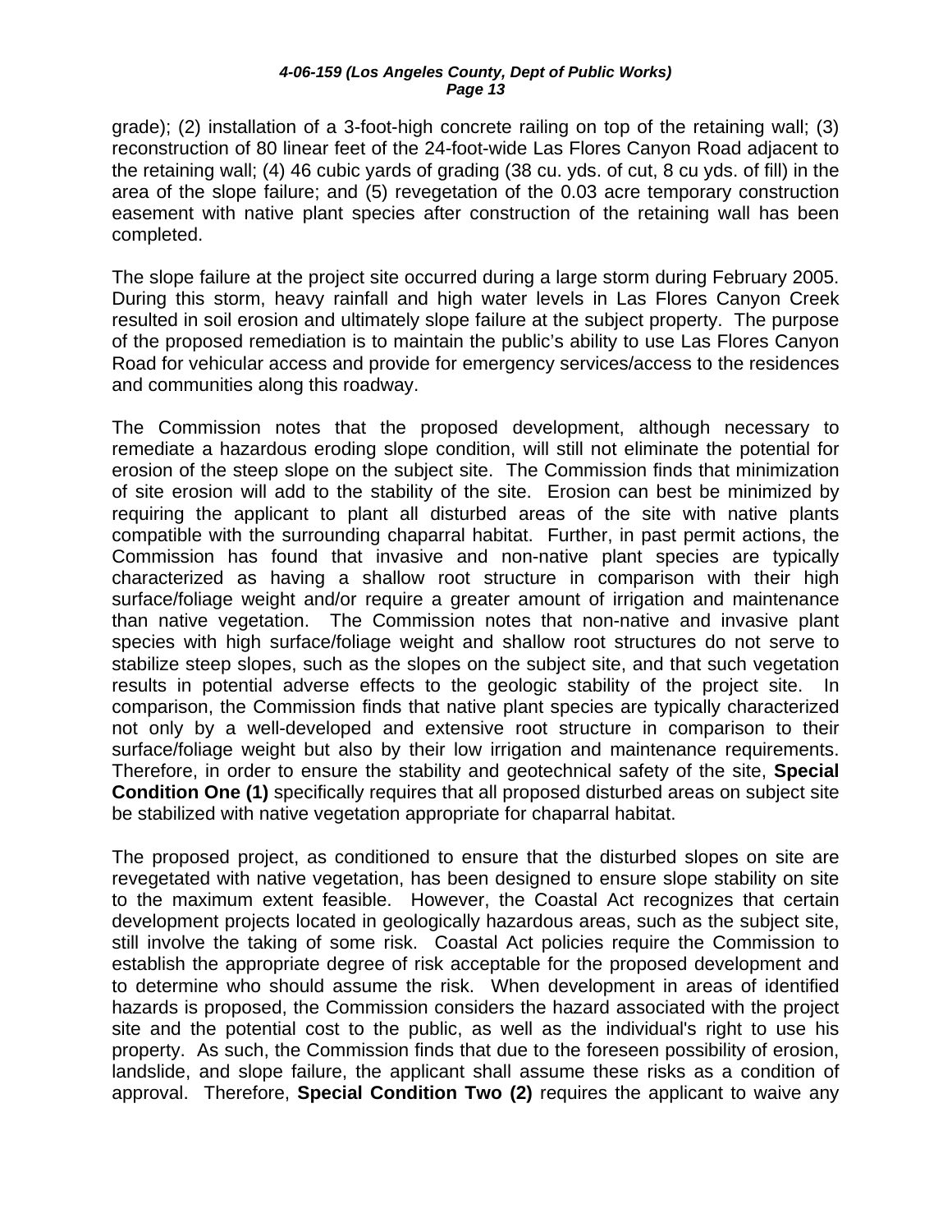grade); (2) installation of a 3-foot-high concrete railing on top of the retaining wall; (3) reconstruction of 80 linear feet of the 24-foot-wide Las Flores Canyon Road adjacent to the retaining wall; (4) 46 cubic yards of grading (38 cu. yds. of cut, 8 cu yds. of fill) in the area of the slope failure; and (5) revegetation of the 0.03 acre temporary construction easement with native plant species after construction of the retaining wall has been completed.

The slope failure at the project site occurred during a large storm during February 2005. During this storm, heavy rainfall and high water levels in Las Flores Canyon Creek resulted in soil erosion and ultimately slope failure at the subject property. The purpose of the proposed remediation is to maintain the public's ability to use Las Flores Canyon Road for vehicular access and provide for emergency services/access to the residences and communities along this roadway.

The Commission notes that the proposed development, although necessary to remediate a hazardous eroding slope condition, will still not eliminate the potential for erosion of the steep slope on the subject site. The Commission finds that minimization of site erosion will add to the stability of the site. Erosion can best be minimized by requiring the applicant to plant all disturbed areas of the site with native plants compatible with the surrounding chaparral habitat. Further, in past permit actions, the Commission has found that invasive and non-native plant species are typically characterized as having a shallow root structure in comparison with their high surface/foliage weight and/or require a greater amount of irrigation and maintenance than native vegetation. The Commission notes that non-native and invasive plant species with high surface/foliage weight and shallow root structures do not serve to stabilize steep slopes, such as the slopes on the subject site, and that such vegetation results in potential adverse effects to the geologic stability of the project site. In comparison, the Commission finds that native plant species are typically characterized not only by a well-developed and extensive root structure in comparison to their surface/foliage weight but also by their low irrigation and maintenance requirements. Therefore, in order to ensure the stability and geotechnical safety of the site, **Special Condition One (1)** specifically requires that all proposed disturbed areas on subject site be stabilized with native vegetation appropriate for chaparral habitat.

The proposed project, as conditioned to ensure that the disturbed slopes on site are revegetated with native vegetation, has been designed to ensure slope stability on site to the maximum extent feasible. However, the Coastal Act recognizes that certain development projects located in geologically hazardous areas, such as the subject site, still involve the taking of some risk. Coastal Act policies require the Commission to establish the appropriate degree of risk acceptable for the proposed development and to determine who should assume the risk. When development in areas of identified hazards is proposed, the Commission considers the hazard associated with the project site and the potential cost to the public, as well as the individual's right to use his property. As such, the Commission finds that due to the foreseen possibility of erosion, landslide, and slope failure, the applicant shall assume these risks as a condition of approval. Therefore, **Special Condition Two (2)** requires the applicant to waive any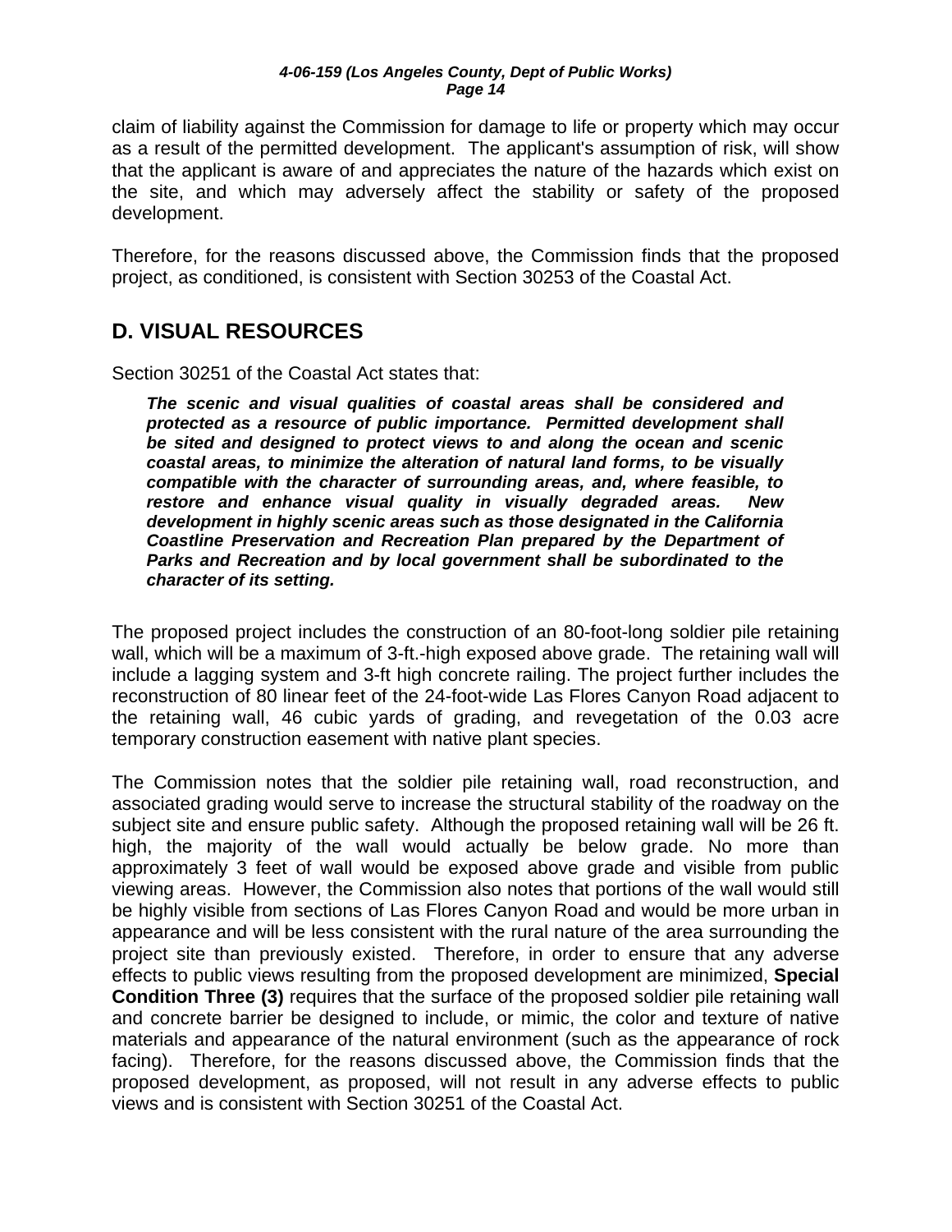claim of liability against the Commission for damage to life or property which may occur as a result of the permitted development. The applicant's assumption of risk, will show that the applicant is aware of and appreciates the nature of the hazards which exist on the site, and which may adversely affect the stability or safety of the proposed development.

Therefore, for the reasons discussed above, the Commission finds that the proposed project, as conditioned, is consistent with Section 30253 of the Coastal Act.

## D. VISUAL RESOURCES

Section 30251 of the Coastal Act states that:

> ***The scenic and visual qualities of coastal areas shall be considered and protected as a resource of public importance. Permitted development shall be sited and designed to protect views to and along the ocean and scenic coastal areas, to minimize the alteration of natural land forms, to be visually compatible with the character of surrounding areas, and, where feasible, to restore and enhance visual quality in visually degraded areas. New development in highly scenic areas such as those designated in the California Coastline Preservation and Recreation Plan prepared by the Department of Parks and Recreation and by local government shall be subordinated to the character of its setting.***

The proposed project includes the construction of an 80-foot-long soldier pile retaining wall, which will be a maximum of 3-ft.-high exposed above grade. The retaining wall will include a lagging system and 3-ft high concrete railing. The project further includes the reconstruction of 80 linear feet of the 24-foot-wide Las Flores Canyon Road adjacent to the retaining wall, 46 cubic yards of grading, and revegetation of the 0.03 acre temporary construction easement with native plant species.

The Commission notes that the soldier pile retaining wall, road reconstruction, and associated grading would serve to increase the structural stability of the roadway on the subject site and ensure public safety. Although the proposed retaining wall will be 26 ft. high, the majority of the wall would actually be below grade. No more than approximately 3 feet of wall would be exposed above grade and visible from public viewing areas. However, the Commission also notes that portions of the wall would still be highly visible from sections of Las Flores Canyon Road and would be more urban in appearance and will be less consistent with the rural nature of the area surrounding the project site than previously existed. Therefore, in order to ensure that any adverse effects to public views resulting from the proposed development are minimized, **Special Condition Three (3)** requires that the surface of the proposed soldier pile retaining wall and concrete barrier be designed to include, or mimic, the color and texture of native materials and appearance of the natural environment (such as the appearance of rock facing). Therefore, for the reasons discussed above, the Commission finds that the proposed development, as proposed, will not result in any adverse effects to public views and is consistent with Section 30251 of the Coastal Act.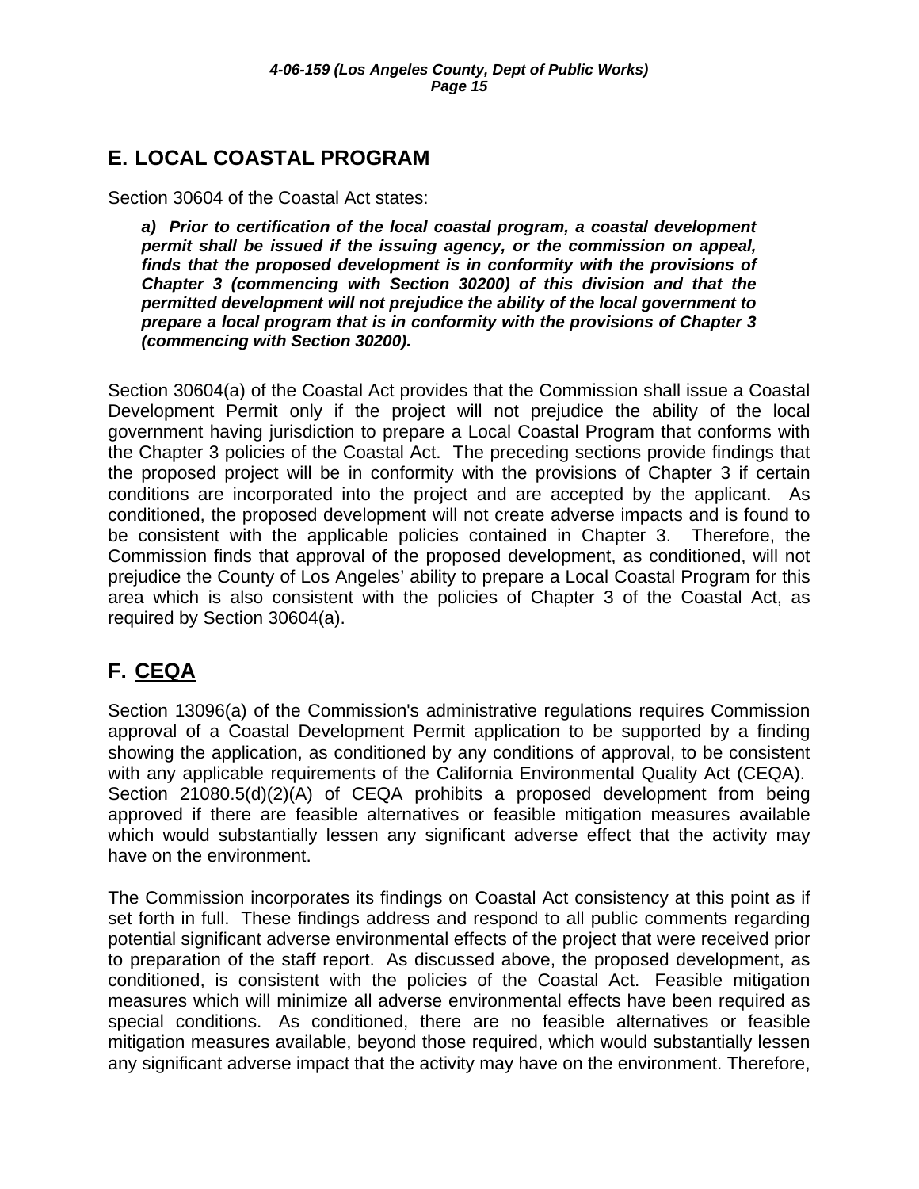## E. LOCAL COASTAL PROGRAM

Section 30604 of the Coastal Act states:

> ***a) Prior to certification of the local coastal program, a coastal development permit shall be issued if the issuing agency, or the commission on appeal, finds that the proposed development is in conformity with the provisions of Chapter 3 (commencing with Section 30200) of this division and that the permitted development will not prejudice the ability of the local government to prepare a local program that is in conformity with the provisions of Chapter 3 (commencing with Section 30200).***

Section 30604(a) of the Coastal Act provides that the Commission shall issue a Coastal Development Permit only if the project will not prejudice the ability of the local government having jurisdiction to prepare a Local Coastal Program that conforms with the Chapter 3 policies of the Coastal Act. The preceding sections provide findings that the proposed project will be in conformity with the provisions of Chapter 3 if certain conditions are incorporated into the project and are accepted by the applicant. As conditioned, the proposed development will not create adverse impacts and is found to be consistent with the applicable policies contained in Chapter 3. Therefore, the Commission finds that approval of the proposed development, as conditioned, will not prejudice the County of Los Angeles' ability to prepare a Local Coastal Program for this area which is also consistent with the policies of Chapter 3 of the Coastal Act, as required by Section 30604(a).

## F. <u>CEQA</u>

Section 13096(a) of the Commission's administrative regulations requires Commission approval of a Coastal Development Permit application to be supported by a finding showing the application, as conditioned by any conditions of approval, to be consistent with any applicable requirements of the California Environmental Quality Act (CEQA). Section 21080.5(d)(2)(A) of CEQA prohibits a proposed development from being approved if there are feasible alternatives or feasible mitigation measures available which would substantially lessen any significant adverse effect that the activity may have on the environment.

The Commission incorporates its findings on Coastal Act consistency at this point as if set forth in full. These findings address and respond to all public comments regarding potential significant adverse environmental effects of the project that were received prior to preparation of the staff report. As discussed above, the proposed development, as conditioned, is consistent with the policies of the Coastal Act. Feasible mitigation measures which will minimize all adverse environmental effects have been required as special conditions. As conditioned, there are no feasible alternatives or feasible mitigation measures available, beyond those required, which would substantially lessen any significant adverse impact that the activity may have on the environment. Therefore,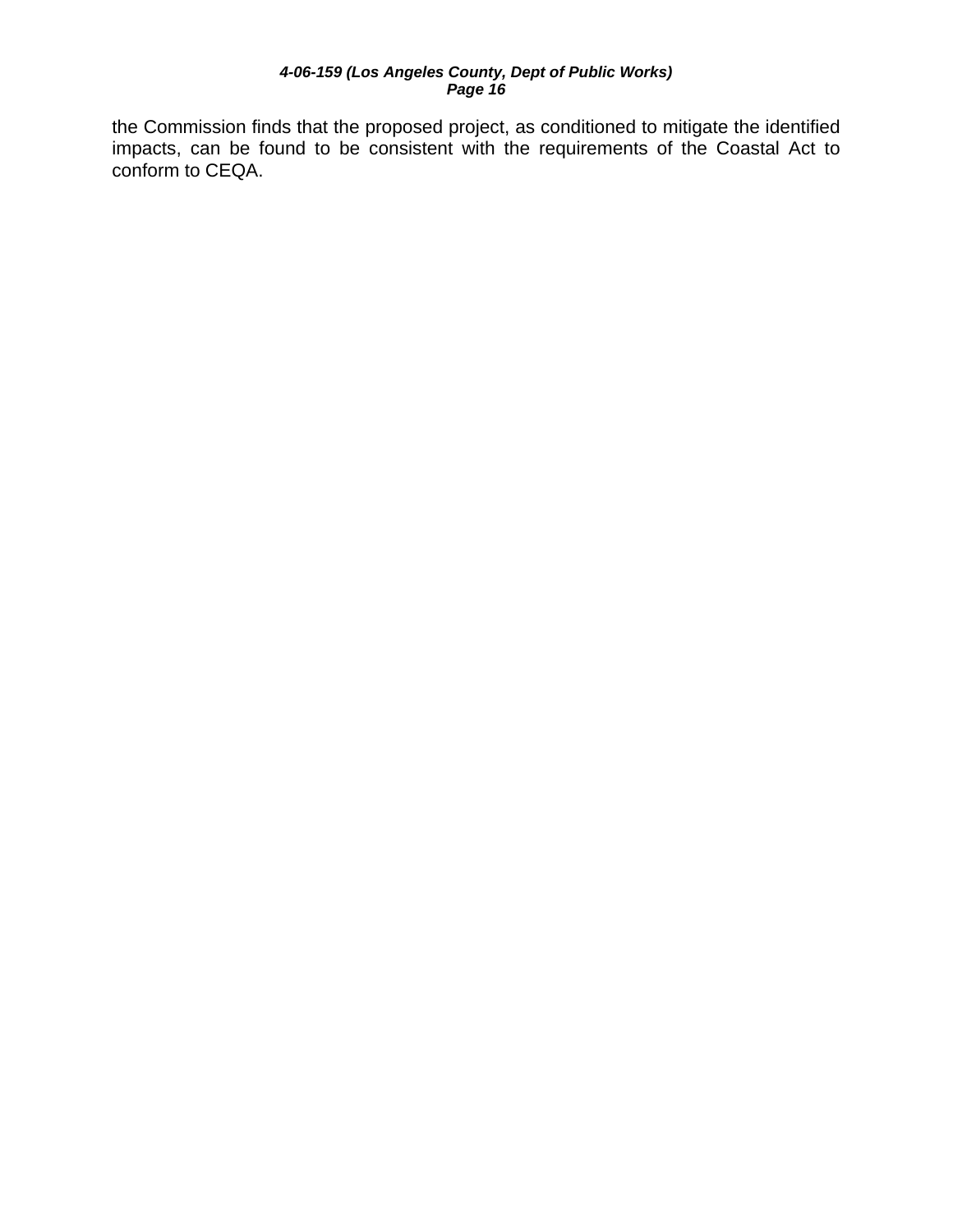the Commission finds that the proposed project, as conditioned to mitigate the identified impacts, can be found to be consistent with the requirements of the Coastal Act to conform to CEQA.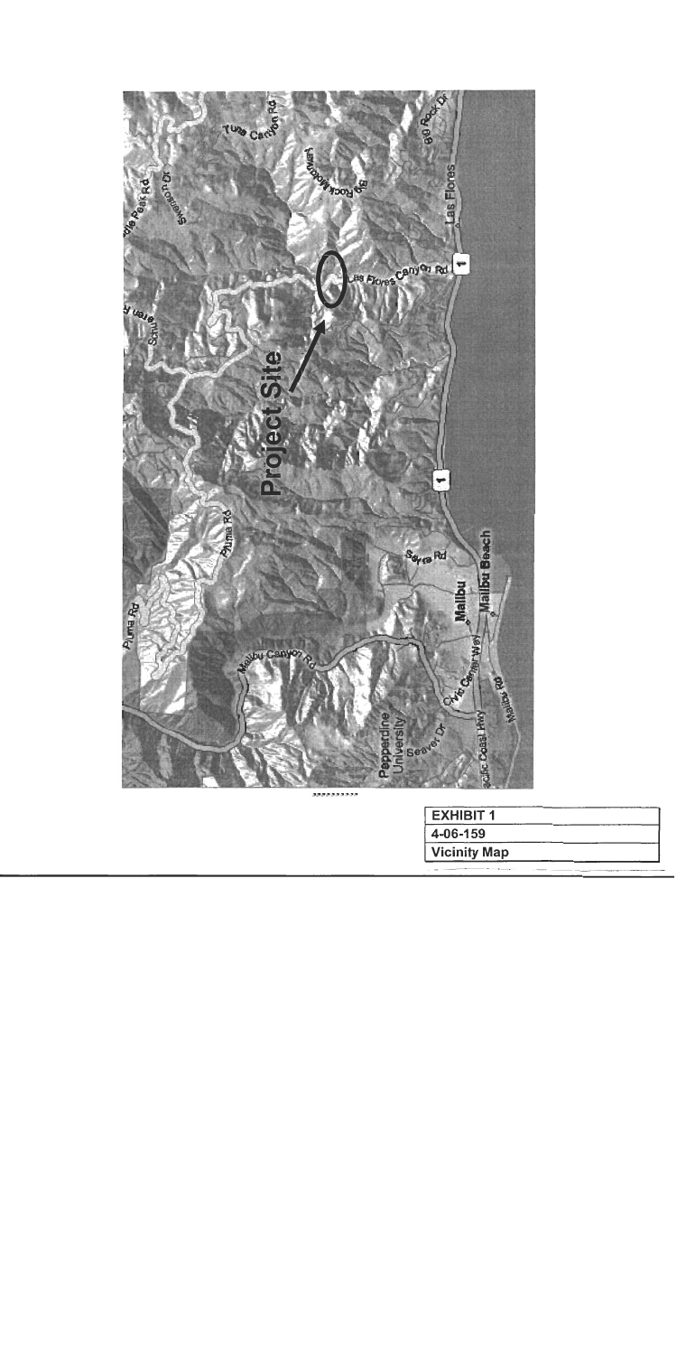| EXHIBIT 1 |
| --- |
| 4-06-159 |
| Vicinity Map |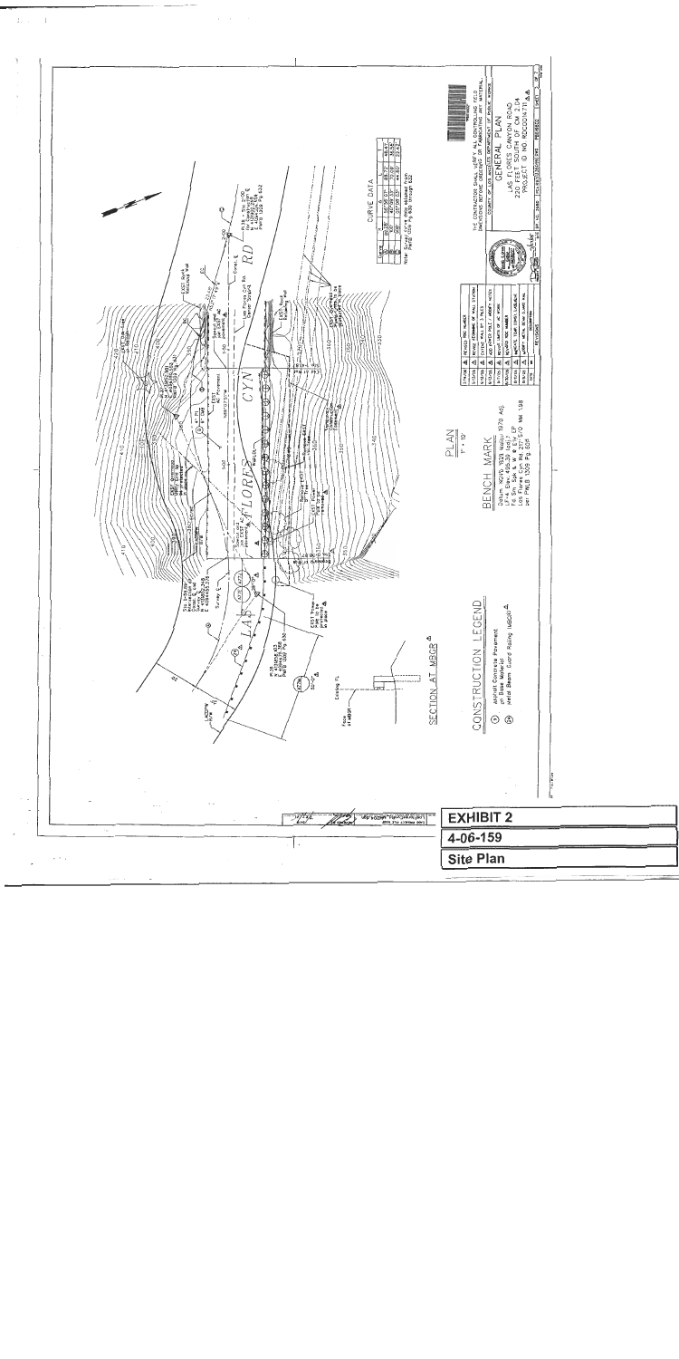# EXHIBIT 2

**4-06-159**

**Site Plan**

GENERAL PLAN

LAS FLORES CANYON ROAD

2220 FEET SOUTH OF CM 2.24

PROJECT ID NO. RDC0014711

COUNTY OF LOS ANGELES DEPARTMENT OF PUBLIC WORKS

THE CONTRACTOR SHALL VERIFY ALL CONTROLLING FIELD DIMENSIONS BEFORE ORDERING OR FABRICATING ANY MATERIAL.

PLAN

CURVE DATA

SECTION AT MBGR

CONSTRUCTION LEGEND

1. Asphalt Concrete Pavement on Base Material
2. Metal Beam Guard Railing (MBGR)

BENCH MARK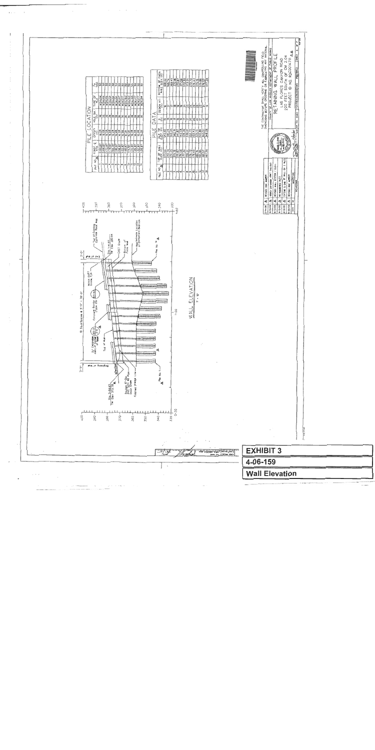**PILE LOCATION**

**PILE DATA**

**WALL ELEVATION**

THE CONTRACTOR SHALL VERIFY ALL CONTROLLING FIELD DIMENSIONS BEFORE ORDERING OR FABRICATING ANY MATERIAL

COUNTY OF LOS ANGELES DEPARTMENT OF PUBLIC WORKS

RETAINING WALL PROFILE

LAS FLORES CANYON ROAD

220 FEET SOUTH OF OM 2.04

PROJECT ID NO. RDC0014711

**EXHIBIT 3**

**4-06-159**

**Wall Elevation**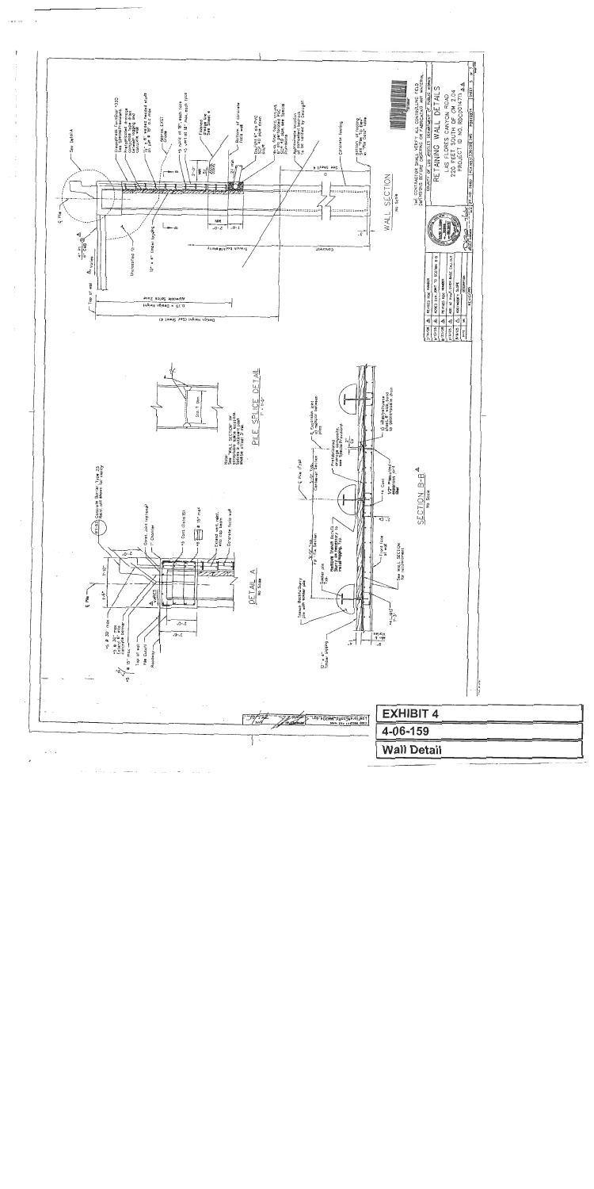**EXHIBIT 4**

**4-06-159**

**Wall Detail**

RETAINING WALL DETAILS

LAS FLORES CANYON ROAD

220 FEET SOUTH OF CM 2.04

PROJECT ID NO. RDC0014771

COUNTY OF LOS ANGELES DEPARTMENT OF PUBLIC WORKS

THE CONTRACTOR SHALL VERIFY ALL CONTROLLING FIELD DIMENSIONS BEFORE ORDERING OR FABRICATING ANY MATERIAL.

WALL SECTION

No Scale

DETAIL A

No Scale

PILE SPLICE DETAIL

SECTION B-B

No Scale